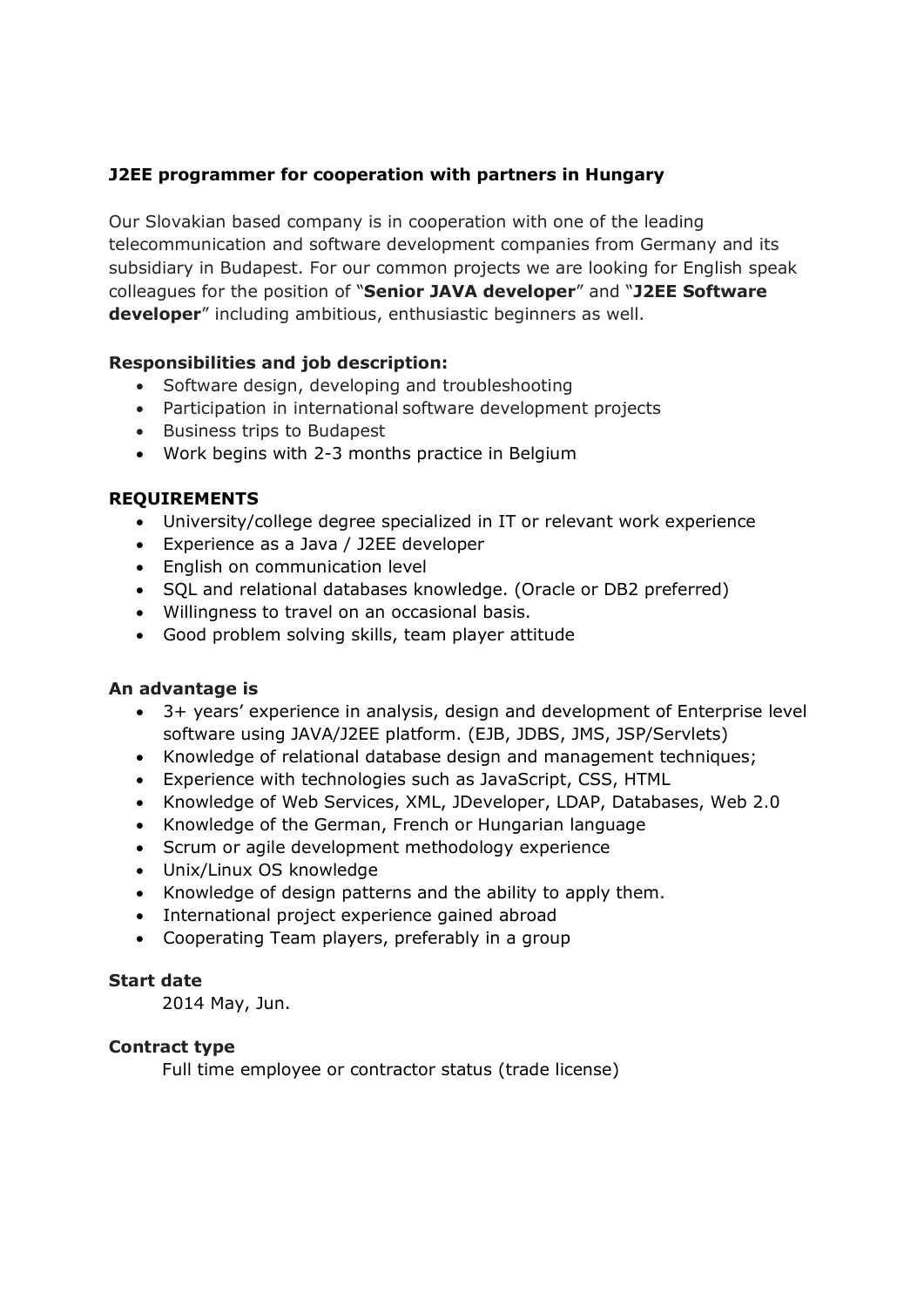**J2EE programmer for cooperation with partners in Hungary**

Our Slovakian based company is in cooperation with one of the leading telecommunication and software development companies from Germany and its subsidiary in Budapest. For our common projects we are looking for English speak colleagues for the position of "**Senior JAVA developer**" and "**J2EE Software developer**" including ambitious, enthusiastic beginners as well.

**Responsibilities and job description:**

- Software design, developing and troubleshooting
- Participation in international software development projects
- Business trips to Budapest
- Work begins with 2-3 months practice in Belgium

**REQUIREMENTS**

- University/college degree specialized in IT or relevant work experience
- Experience as a Java / J2EE developer
- English on communication level
- SQL and relational databases knowledge. (Oracle or DB2 preferred)
- Willingness to travel on an occasional basis.
- Good problem solving skills, team player attitude

**An advantage is**

- 3+ years' experience in analysis, design and development of Enterprise level software using JAVA/J2EE platform. (EJB, JDBS, JMS, JSP/Servlets)
- Knowledge of relational database design and management techniques;
- Experience with technologies such as JavaScript, CSS, HTML
- Knowledge of Web Services, XML, JDeveloper, LDAP, Databases, Web 2.0
- Knowledge of the German, French or Hungarian language
- Scrum or agile development methodology experience
- Unix/Linux OS knowledge
- Knowledge of design patterns and the ability to apply them.
- International project experience gained abroad
- Cooperating Team players, preferably in a group

**Start date**

2014 May, Jun.

**Contract type**

Full time employee or contractor status (trade license)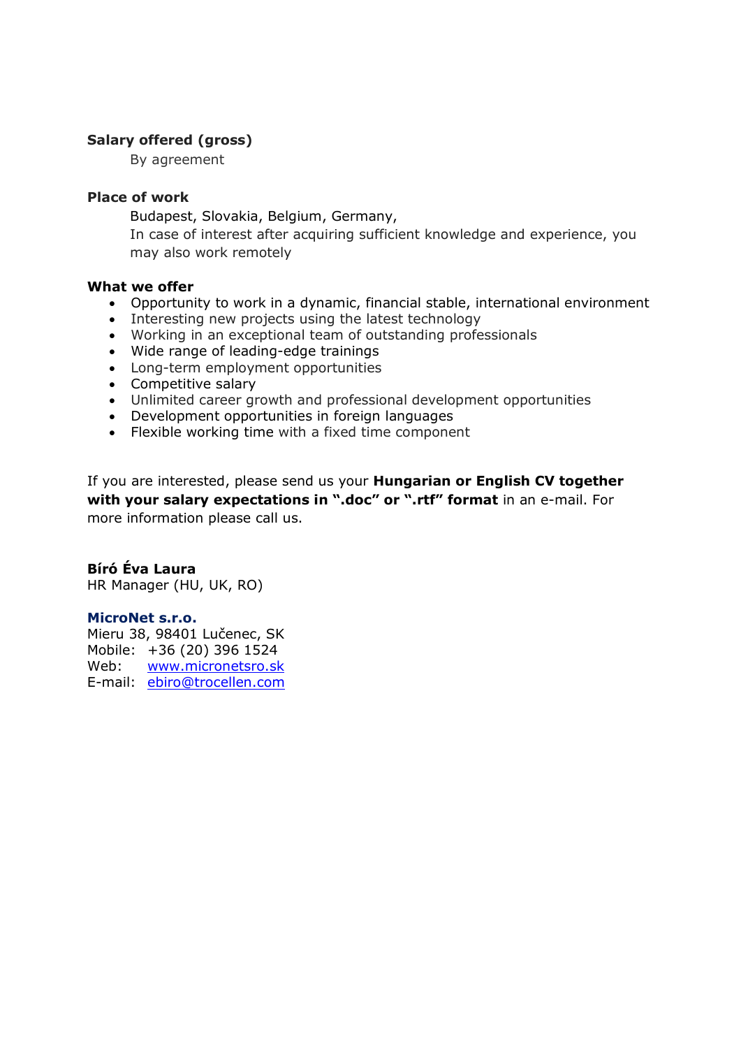**Salary offered (gross)**

By agreement

**Place of work**

Budapest, Slovakia, Belgium, Germany,
In case of interest after acquiring sufficient knowledge and experience, you may also work remotely

**What we offer**

- Opportunity to work in a dynamic, financial stable, international environment
- Interesting new projects using the latest technology
- Working in an exceptional team of outstanding professionals
- Wide range of leading-edge trainings
- Long-term employment opportunities
- Competitive salary
- Unlimited career growth and professional development opportunities
- Development opportunities in foreign languages
- Flexible working time with a fixed time component

If you are interested, please send us your **Hungarian or English CV together with your salary expectations in ".doc" or ".rtf" format** in an e-mail. For more information please call us.

**Bíró Éva Laura**
HR Manager (HU, UK, RO)

**MicroNet s.r.o.**
Mieru 38, 98401 Lučenec, SK
Mobile: +36 (20) 396 1524
Web: www.micronetsro.sk
E-mail: ebiro@trocellen.com